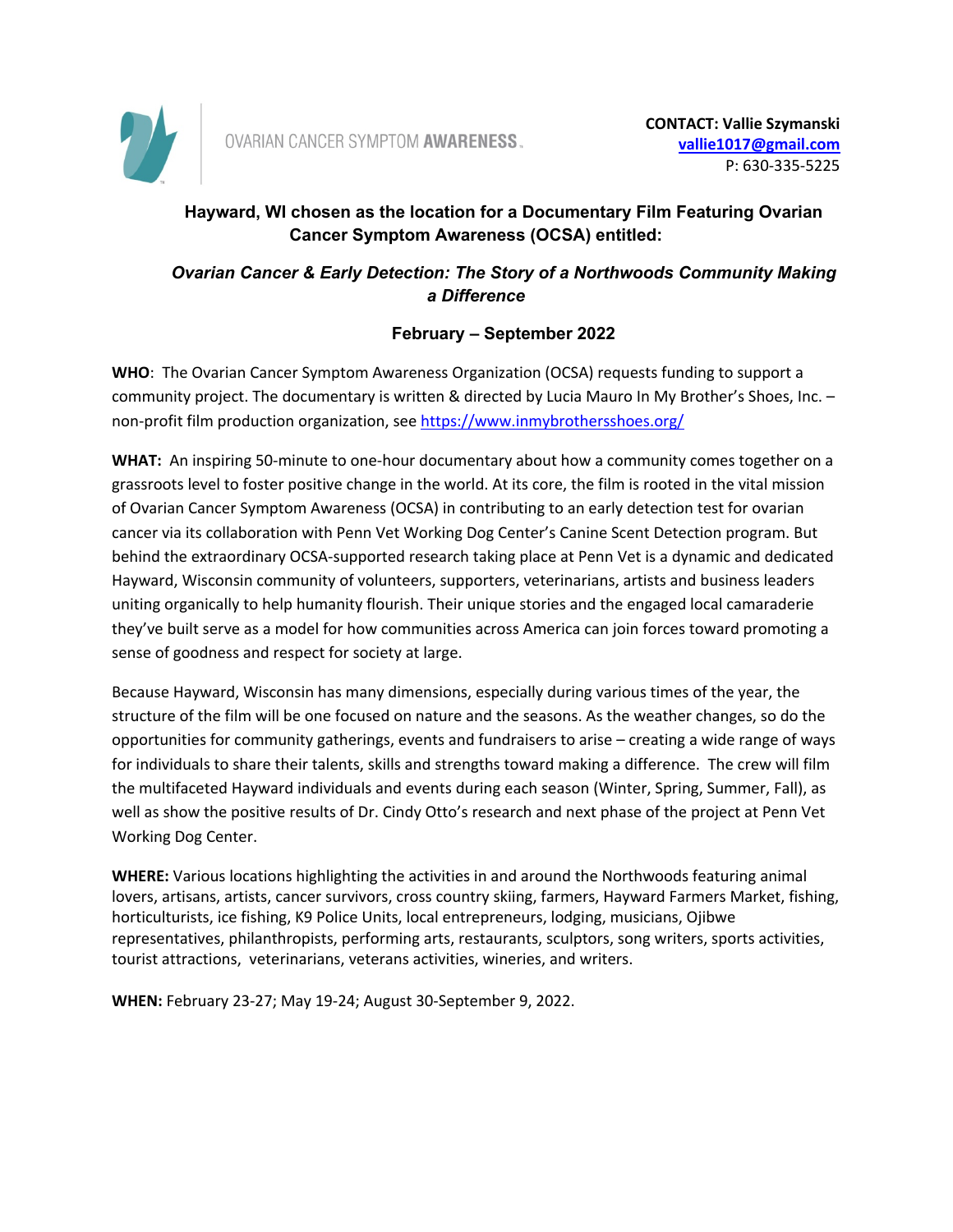OVARIAN CANCER SYMPTOM **AWARENESS**

**CONTACT: Vallie Szymanski**
**vallie1017@gmail.com**
P: 630-335-5225

## Hayward, WI chosen as the location for a Documentary Film Featuring Ovarian Cancer Symptom Awareness (OCSA) entitled:

### *Ovarian Cancer & Early Detection: The Story of a Northwoods Community Making a Difference*

### February – September 2022

**WHO**: The Ovarian Cancer Symptom Awareness Organization (OCSA) requests funding to support a community project. The documentary is written & directed by Lucia Mauro In My Brother's Shoes, Inc. – non-profit film production organization, see https://www.inmybrothersshoes.org/

**WHAT:** An inspiring 50-minute to one-hour documentary about how a community comes together on a grassroots level to foster positive change in the world. At its core, the film is rooted in the vital mission of Ovarian Cancer Symptom Awareness (OCSA) in contributing to an early detection test for ovarian cancer via its collaboration with Penn Vet Working Dog Center's Canine Scent Detection program. But behind the extraordinary OCSA-supported research taking place at Penn Vet is a dynamic and dedicated Hayward, Wisconsin community of volunteers, supporters, veterinarians, artists and business leaders uniting organically to help humanity flourish. Their unique stories and the engaged local camaraderie they've built serve as a model for how communities across America can join forces toward promoting a sense of goodness and respect for society at large.

Because Hayward, Wisconsin has many dimensions, especially during various times of the year, the structure of the film will be one focused on nature and the seasons. As the weather changes, so do the opportunities for community gatherings, events and fundraisers to arise – creating a wide range of ways for individuals to share their talents, skills and strengths toward making a difference. The crew will film the multifaceted Hayward individuals and events during each season (Winter, Spring, Summer, Fall), as well as show the positive results of Dr. Cindy Otto's research and next phase of the project at Penn Vet Working Dog Center.

**WHERE:** Various locations highlighting the activities in and around the Northwoods featuring animal lovers, artisans, artists, cancer survivors, cross country skiing, farmers, Hayward Farmers Market, fishing, horticulturists, ice fishing, K9 Police Units, local entrepreneurs, lodging, musicians, Ojibwe representatives, philanthropists, performing arts, restaurants, sculptors, song writers, sports activities, tourist attractions, veterinarians, veterans activities, wineries, and writers.

**WHEN:** February 23-27; May 19-24; August 30-September 9, 2022.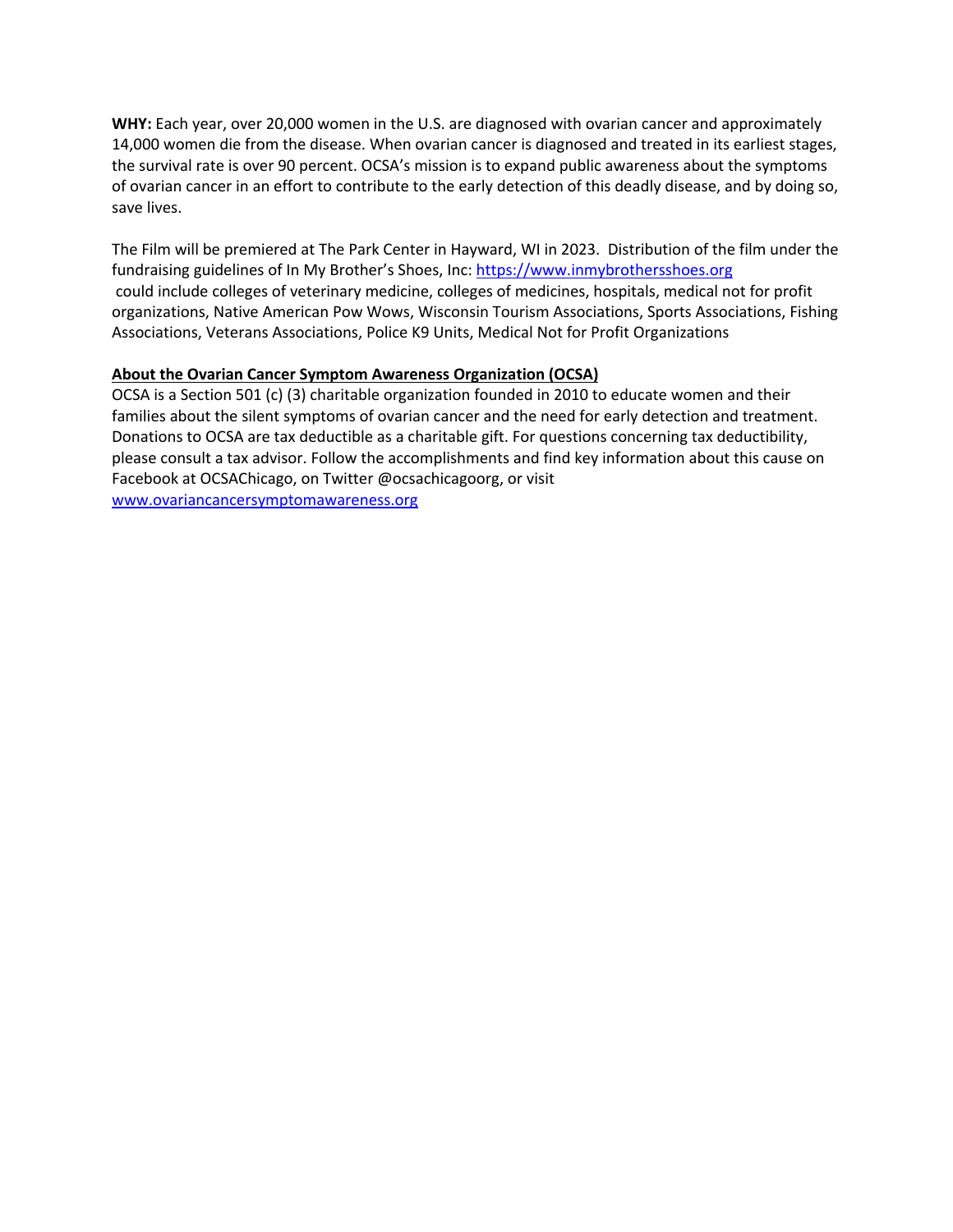**WHY:** Each year, over 20,000 women in the U.S. are diagnosed with ovarian cancer and approximately 14,000 women die from the disease. When ovarian cancer is diagnosed and treated in its earliest stages, the survival rate is over 90 percent. OCSA's mission is to expand public awareness about the symptoms of ovarian cancer in an effort to contribute to the early detection of this deadly disease, and by doing so, save lives.

The Film will be premiered at The Park Center in Hayward, WI in 2023. Distribution of the film under the fundraising guidelines of In My Brother's Shoes, Inc: https://www.inmybrothersshoes.org could include colleges of veterinary medicine, colleges of medicines, hospitals, medical not for profit organizations, Native American Pow Wows, Wisconsin Tourism Associations, Sports Associations, Fishing Associations, Veterans Associations, Police K9 Units, Medical Not for Profit Organizations

**About the Ovarian Cancer Symptom Awareness Organization (OCSA)**

OCSA is a Section 501 (c) (3) charitable organization founded in 2010 to educate women and their families about the silent symptoms of ovarian cancer and the need for early detection and treatment. Donations to OCSA are tax deductible as a charitable gift. For questions concerning tax deductibility, please consult a tax advisor. Follow the accomplishments and find key information about this cause on Facebook at OCSAChicago, on Twitter @ocsachicagoorg, or visit www.ovariancancersymptomawareness.org